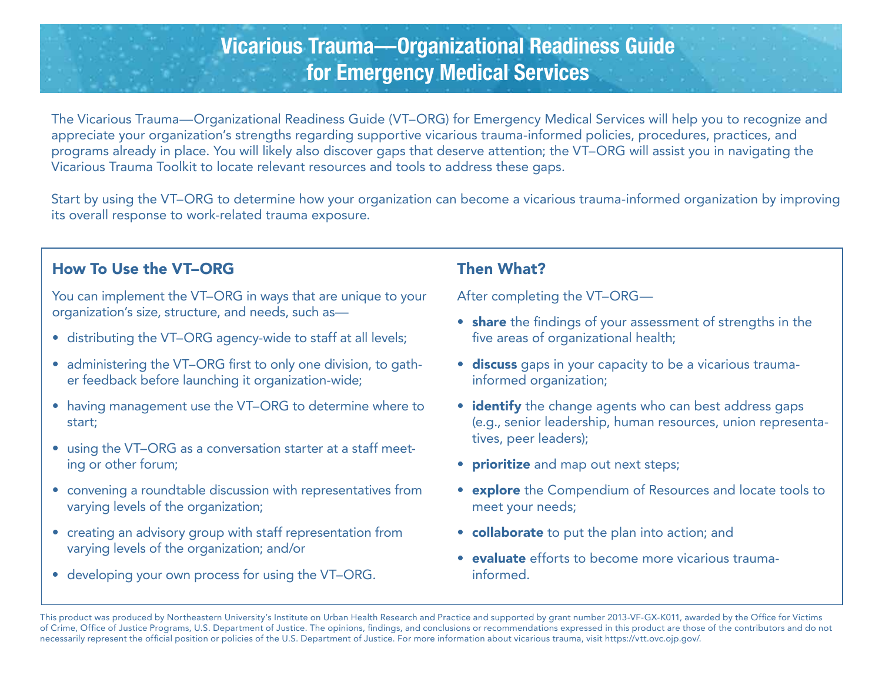# Vicarious Trauma—Organizational Readiness Guide for Emergency Medical Services

The Vicarious Trauma—Organizational Readiness Guide (VT–ORG) for Emergency Medical Services will help you to recognize and appreciate your organization's strengths regarding supportive vicarious trauma-informed policies, procedures, practices, and programs already in place. You will likely also discover gaps that deserve attention; the VT–ORG will assist you in navigating the Vicarious Trauma Toolkit to locate relevant resources and tools to address these gaps.

Start by using the VT–ORG to determine how your organization can become a vicarious trauma-informed organization by improving its overall response to work-related trauma exposure.

## How To Use the VT–ORG

You can implement the VT–ORG in ways that are unique to your organization's size, structure, and needs, such as—

- distributing the VT–ORG agency-wide to staff at all levels;
- administering the VT–ORG first to only one division, to gather feedback before launching it organization-wide;
- having management use the VT–ORG to determine where to start;
- using the VT–ORG as a conversation starter at a staff meeting or other forum;
- convening a roundtable discussion with representatives from varying levels of the organization;
- creating an advisory group with staff representation from varying levels of the organization; and/or
- developing your own process for using the VT–ORG.

## Then What?

After completing the VT–ORG—

- **share** the findings of your assessment of strengths in the five areas of organizational health;
- **discuss** gaps in your capacity to be a vicarious trauma-informed organization;
- **identify** the change agents who can best address gaps (e.g., senior leadership, human resources, union representatives, peer leaders);
- **prioritize** and map out next steps;
- **explore** the Compendium of Resources and locate tools to meet your needs;
- **collaborate** to put the plan into action; and
- **evaluate** efforts to become more vicarious trauma-informed.

This product was produced by Northeastern University's Institute on Urban Health Research and Practice and supported by grant number 2013-VF-GX-K011, awarded by the Office for Victims of Crime, Office of Justice Programs, U.S. Department of Justice. The opinions, findings, and conclusions or recommendations expressed in this product are those of the contributors and do not necessarily represent the official position or policies of the U.S. Department of Justice. For more information about vicarious trauma, visit https://vtt.ovc.ojp.gov/.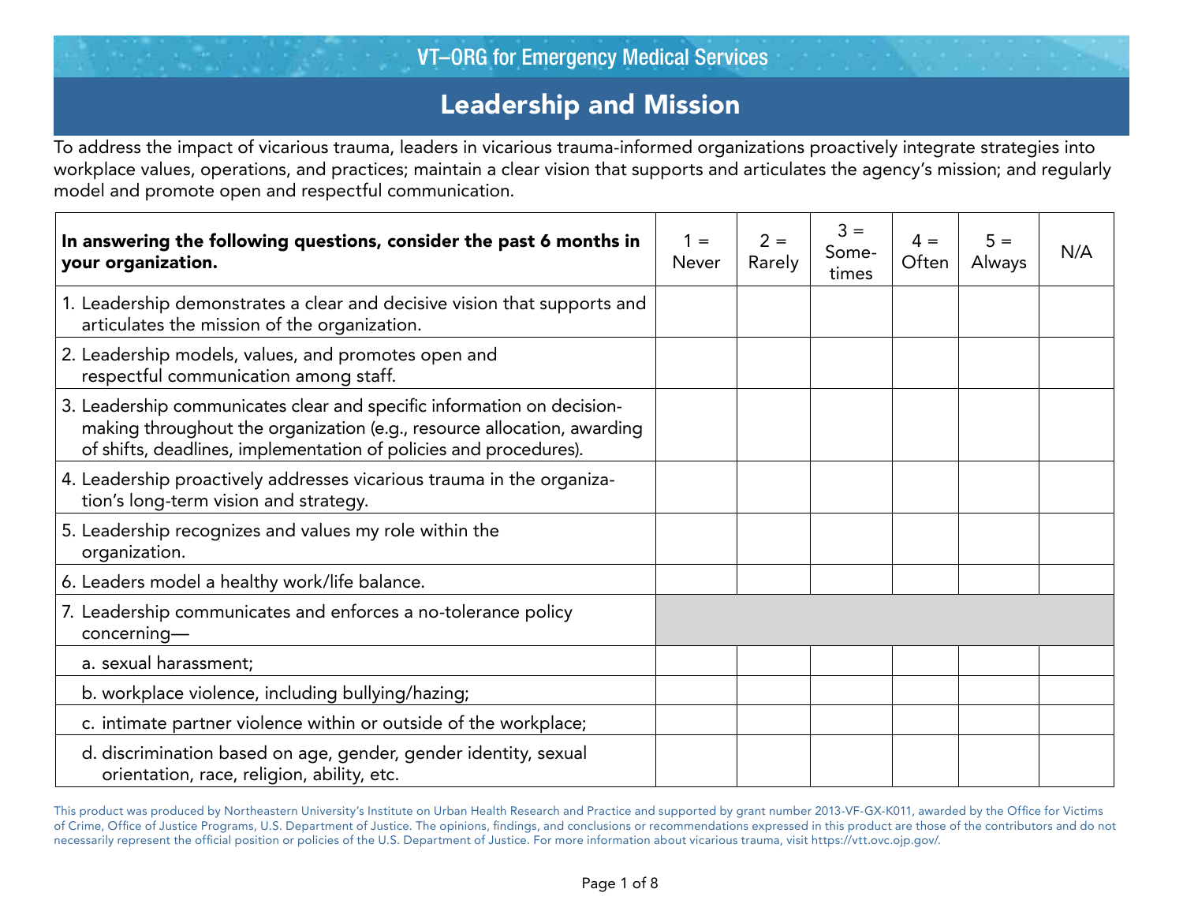VT–ORG for Emergency Medical Services

# Leadership and Mission

To address the impact of vicarious trauma, leaders in vicarious trauma-informed organizations proactively integrate strategies into workplace values, operations, and practices; maintain a clear vision that supports and articulates the agency's mission; and regularly model and promote open and respectful communication.

| **In answering the following questions, consider the past 6 months in your organization.** | 1 = Never | 2 = Rarely | 3 = Some-times | 4 = Often | 5 = Always | N/A |
|---|---|---|---|---|---|---|
| 1. Leadership demonstrates a clear and decisive vision that supports and articulates the mission of the organization. | | | | | | |
| 2. Leadership models, values, and promotes open and respectful communication among staff. | | | | | | |
| 3. Leadership communicates clear and specific information on decision-making throughout the organization (e.g., resource allocation, awarding of shifts, deadlines, implementation of policies and procedures). | | | | | | |
| 4. Leadership proactively addresses vicarious trauma in the organization's long-term vision and strategy. | | | | | | |
| 5. Leadership recognizes and values my role within the organization. | | | | | | |
| 6. Leaders model a healthy work/life balance. | | | | | | |
| 7. Leadership communicates and enforces a no-tolerance policy concerning— | | | | | | |
| a. sexual harassment; | | | | | | |
| b. workplace violence, including bullying/hazing; | | | | | | |
| c. intimate partner violence within or outside of the workplace; | | | | | | |
| d. discrimination based on age, gender, gender identity, sexual orientation, race, religion, ability, etc. | | | | | | |

This product was produced by Northeastern University's Institute on Urban Health Research and Practice and supported by grant number 2013-VF-GX-K011, awarded by the Office for Victims of Crime, Office of Justice Programs, U.S. Department of Justice. The opinions, findings, and conclusions or recommendations expressed in this product are those of the contributors and do not necessarily represent the official position or policies of the U.S. Department of Justice. For more information about vicarious trauma, visit https://vtt.ovc.ojp.gov/.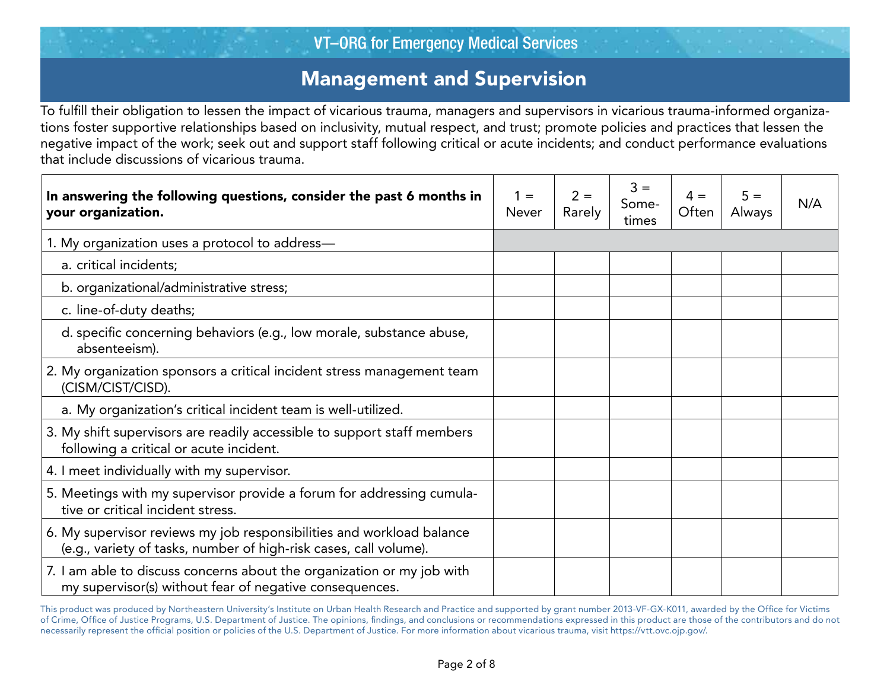# Management and Supervision

To fulfill their obligation to lessen the impact of vicarious trauma, managers and supervisors in vicarious trauma-informed organizations foster supportive relationships based on inclusivity, mutual respect, and trust; promote policies and practices that lessen the negative impact of the work; seek out and support staff following critical or acute incidents; and conduct performance evaluations that include discussions of vicarious trauma.

| **In answering the following questions, consider the past 6 months in your organization.** | 1 = Never | 2 = Rarely | 3 = Sometimes | 4 = Often | 5 = Always | N/A |
|---|---|---|---|---|---|---|
| 1. My organization uses a protocol to address— | | | | | | |
| a. critical incidents; | | | | | | |
| b. organizational/administrative stress; | | | | | | |
| c. line-of-duty deaths; | | | | | | |
| d. specific concerning behaviors (e.g., low morale, substance abuse, absenteeism). | | | | | | |
| 2. My organization sponsors a critical incident stress management team (CISM/CIST/CISD). | | | | | | |
| a. My organization's critical incident team is well-utilized. | | | | | | |
| 3. My shift supervisors are readily accessible to support staff members following a critical or acute incident. | | | | | | |
| 4. I meet individually with my supervisor. | | | | | | |
| 5. Meetings with my supervisor provide a forum for addressing cumulative or critical incident stress. | | | | | | |
| 6. My supervisor reviews my job responsibilities and workload balance (e.g., variety of tasks, number of high-risk cases, call volume). | | | | | | |
| 7. I am able to discuss concerns about the organization or my job with my supervisor(s) without fear of negative consequences. | | | | | | |

This product was produced by Northeastern University's Institute on Urban Health Research and Practice and supported by grant number 2013-VF-GX-K011, awarded by the Office for Victims of Crime, Office of Justice Programs, U.S. Department of Justice. The opinions, findings, and conclusions or recommendations expressed in this product are those of the contributors and do not necessarily represent the official position or policies of the U.S. Department of Justice. For more information about vicarious trauma, visit https://vtt.ovc.ojp.gov/.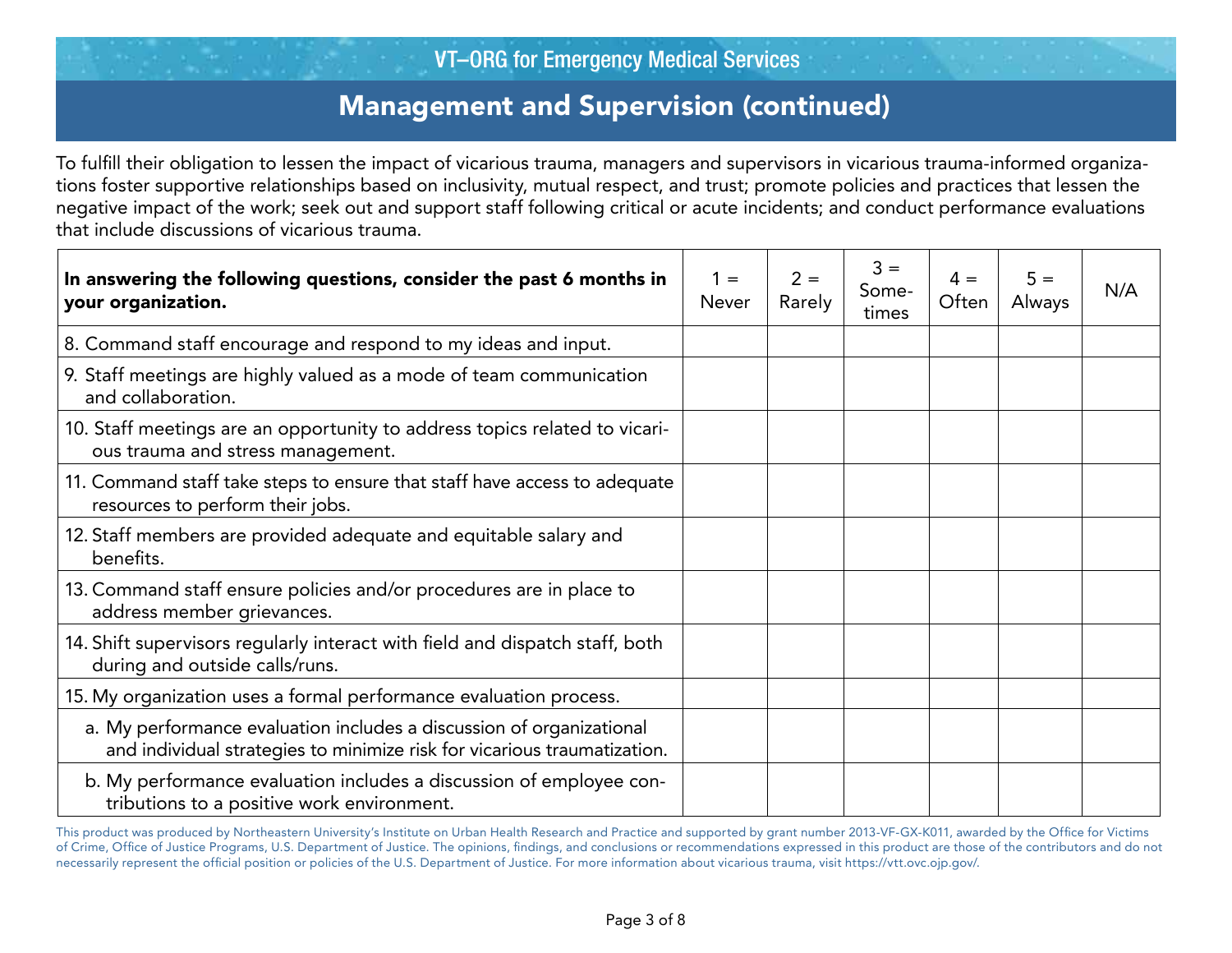VT–ORG for Emergency Medical Services

# Management and Supervision (continued)

To fulfill their obligation to lessen the impact of vicarious trauma, managers and supervisors in vicarious trauma-informed organizations foster supportive relationships based on inclusivity, mutual respect, and trust; promote policies and practices that lessen the negative impact of the work; seek out and support staff following critical or acute incidents; and conduct performance evaluations that include discussions of vicarious trauma.

| **In answering the following questions, consider the past 6 months in your organization.** | 1 = Never | 2 = Rarely | 3 = Sometimes | 4 = Often | 5 = Always | N/A |
|---|---|---|---|---|---|---|
| 8. Command staff encourage and respond to my ideas and input. | | | | | | |
| 9. Staff meetings are highly valued as a mode of team communication and collaboration. | | | | | | |
| 10. Staff meetings are an opportunity to address topics related to vicarious trauma and stress management. | | | | | | |
| 11. Command staff take steps to ensure that staff have access to adequate resources to perform their jobs. | | | | | | |
| 12. Staff members are provided adequate and equitable salary and benefits. | | | | | | |
| 13. Command staff ensure policies and/or procedures are in place to address member grievances. | | | | | | |
| 14. Shift supervisors regularly interact with field and dispatch staff, both during and outside calls/runs. | | | | | | |
| 15. My organization uses a formal performance evaluation process. | | | | | | |
| a. My performance evaluation includes a discussion of organizational and individual strategies to minimize risk for vicarious traumatization. | | | | | | |
| b. My performance evaluation includes a discussion of employee contributions to a positive work environment. | | | | | | |

This product was produced by Northeastern University's Institute on Urban Health Research and Practice and supported by grant number 2013-VF-GX-K011, awarded by the Office for Victims of Crime, Office of Justice Programs, U.S. Department of Justice. The opinions, findings, and conclusions or recommendations expressed in this product are those of the contributors and do not necessarily represent the official position or policies of the U.S. Department of Justice. For more information about vicarious trauma, visit https://vtt.ovc.ojp.gov/.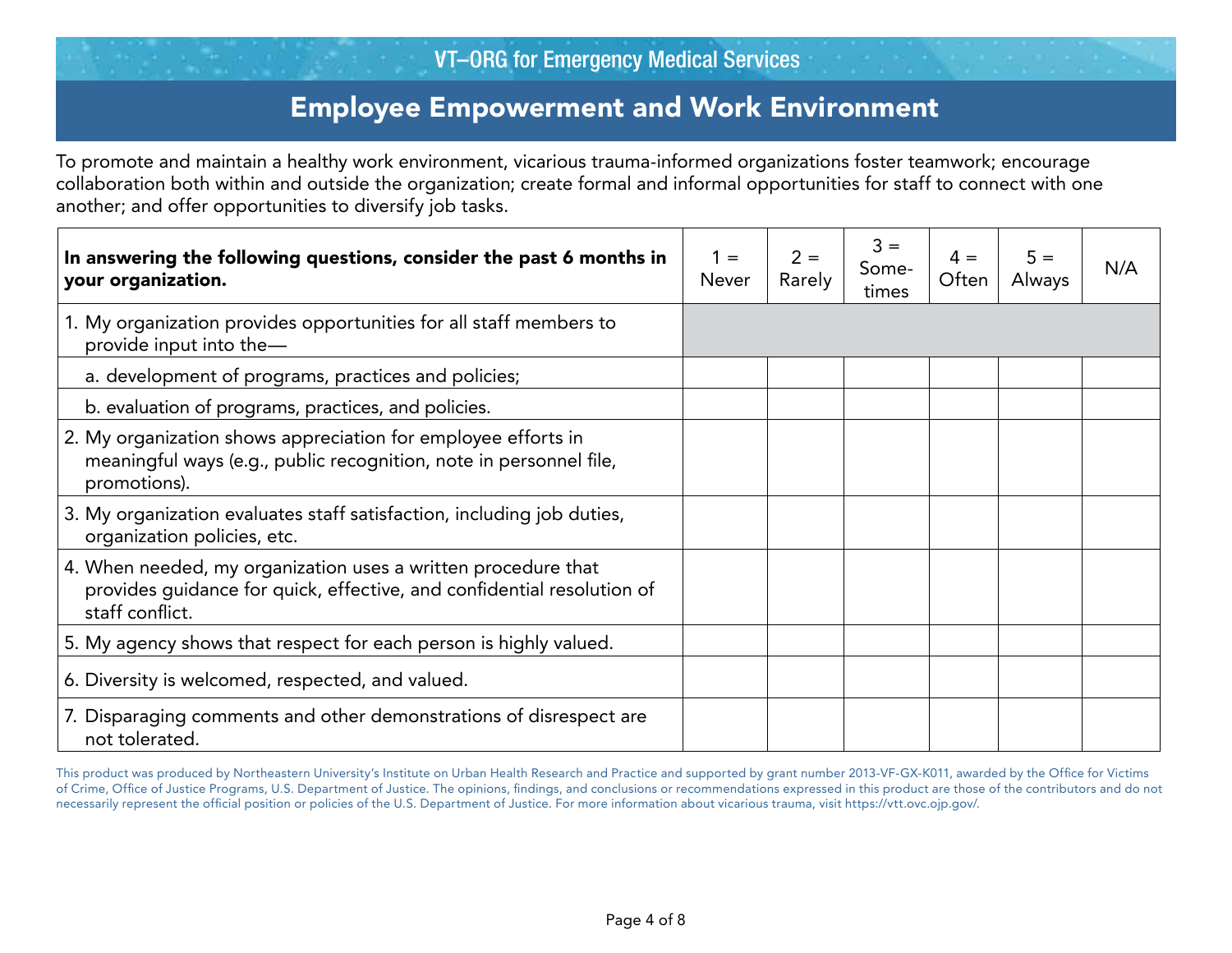VT–ORG for Emergency Medical Services

# Employee Empowerment and Work Environment

To promote and maintain a healthy work environment, vicarious trauma-informed organizations foster teamwork; encourage collaboration both within and outside the organization; create formal and informal opportunities for staff to connect with one another; and offer opportunities to diversify job tasks.

| **In answering the following questions, consider the past 6 months in your organization.** | 1 = Never | 2 = Rarely | 3 = Some-times | 4 = Often | 5 = Always | N/A |
|---|---|---|---|---|---|---|
| 1. My organization provides opportunities for all staff members to provide input into the— | | | | | | |
| a. development of programs, practices and policies; | | | | | | |
| b. evaluation of programs, practices, and policies. | | | | | | |
| 2. My organization shows appreciation for employee efforts in meaningful ways (e.g., public recognition, note in personnel file, promotions). | | | | | | |
| 3. My organization evaluates staff satisfaction, including job duties, organization policies, etc. | | | | | | |
| 4. When needed, my organization uses a written procedure that provides guidance for quick, effective, and confidential resolution of staff conflict. | | | | | | |
| 5. My agency shows that respect for each person is highly valued. | | | | | | |
| 6. Diversity is welcomed, respected, and valued. | | | | | | |
| 7. Disparaging comments and other demonstrations of disrespect are not tolerated. | | | | | | |

This product was produced by Northeastern University's Institute on Urban Health Research and Practice and supported by grant number 2013-VF-GX-K011, awarded by the Office for Victims of Crime, Office of Justice Programs, U.S. Department of Justice. The opinions, findings, and conclusions or recommendations expressed in this product are those of the contributors and do not necessarily represent the official position or policies of the U.S. Department of Justice. For more information about vicarious trauma, visit https://vtt.ovc.ojp.gov/.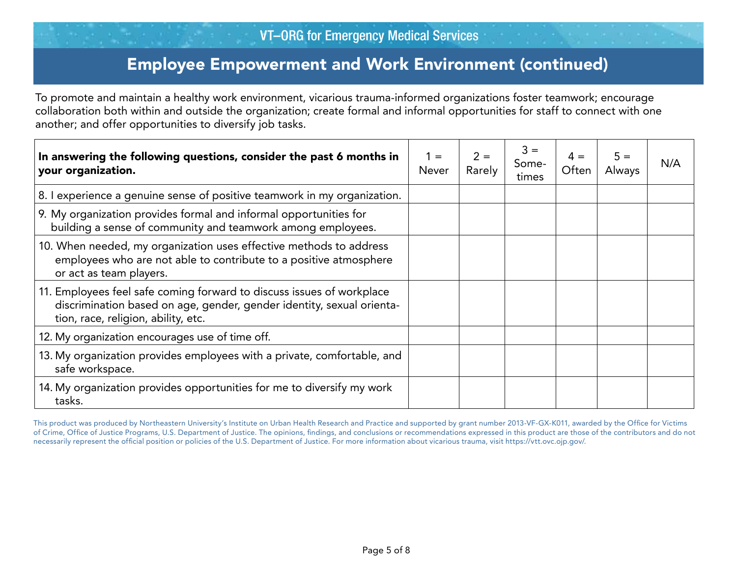VT–ORG for Emergency Medical Services

# Employee Empowerment and Work Environment (continued)

To promote and maintain a healthy work environment, vicarious trauma-informed organizations foster teamwork; encourage collaboration both within and outside the organization; create formal and informal opportunities for staff to connect with one another; and offer opportunities to diversify job tasks.

| **In answering the following questions, consider the past 6 months in your organization.** | 1 = Never | 2 = Rarely | 3 = Sometimes | 4 = Often | 5 = Always | N/A |
|---|---|---|---|---|---|---|
| 8. I experience a genuine sense of positive teamwork in my organization. | | | | | | |
| 9. My organization provides formal and informal opportunities for building a sense of community and teamwork among employees. | | | | | | |
| 10. When needed, my organization uses effective methods to address employees who are not able to contribute to a positive atmosphere or act as team players. | | | | | | |
| 11. Employees feel safe coming forward to discuss issues of workplace discrimination based on age, gender, gender identity, sexual orientation, race, religion, ability, etc. | | | | | | |
| 12. My organization encourages use of time off. | | | | | | |
| 13. My organization provides employees with a private, comfortable, and safe workspace. | | | | | | |
| 14. My organization provides opportunities for me to diversify my work tasks. | | | | | | |

This product was produced by Northeastern University's Institute on Urban Health Research and Practice and supported by grant number 2013-VF-GX-K011, awarded by the Office for Victims of Crime, Office of Justice Programs, U.S. Department of Justice. The opinions, findings, and conclusions or recommendations expressed in this product are those of the contributors and do not necessarily represent the official position or policies of the U.S. Department of Justice. For more information about vicarious trauma, visit https://vtt.ovc.ojp.gov/.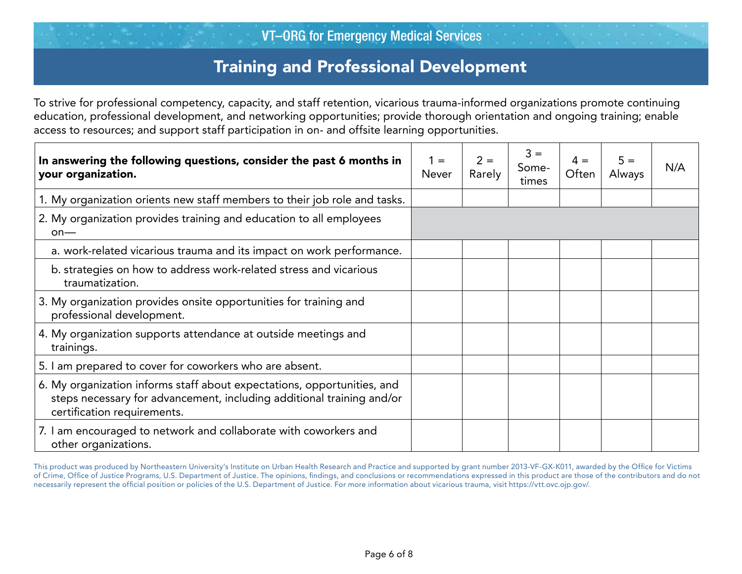VT–ORG for Emergency Medical Services

# Training and Professional Development

To strive for professional competency, capacity, and staff retention, vicarious trauma-informed organizations promote continuing education, professional development, and networking opportunities; provide thorough orientation and ongoing training; enable access to resources; and support staff participation in on- and offsite learning opportunities.

| **In answering the following questions, consider the past 6 months in your organization.** | 1 = Never | 2 = Rarely | 3 = Sometimes | 4 = Often | 5 = Always | N/A |
|---|---|---|---|---|---|---|
| 1. My organization orients new staff members to their job role and tasks. | | | | | | |
| 2. My organization provides training and education to all employees on— | | | | | | |
| a. work-related vicarious trauma and its impact on work performance. | | | | | | |
| b. strategies on how to address work-related stress and vicarious traumatization. | | | | | | |
| 3. My organization provides onsite opportunities for training and professional development. | | | | | | |
| 4. My organization supports attendance at outside meetings and trainings. | | | | | | |
| 5. I am prepared to cover for coworkers who are absent. | | | | | | |
| 6. My organization informs staff about expectations, opportunities, and steps necessary for advancement, including additional training and/or certification requirements. | | | | | | |
| 7. I am encouraged to network and collaborate with coworkers and other organizations. | | | | | | |

This product was produced by Northeastern University's Institute on Urban Health Research and Practice and supported by grant number 2013-VF-GX-K011, awarded by the Office for Victims of Crime, Office of Justice Programs, U.S. Department of Justice. The opinions, findings, and conclusions or recommendations expressed in this product are those of the contributors and do not necessarily represent the official position or policies of the U.S. Department of Justice. For more information about vicarious trauma, visit https://vtt.ovc.ojp.gov/.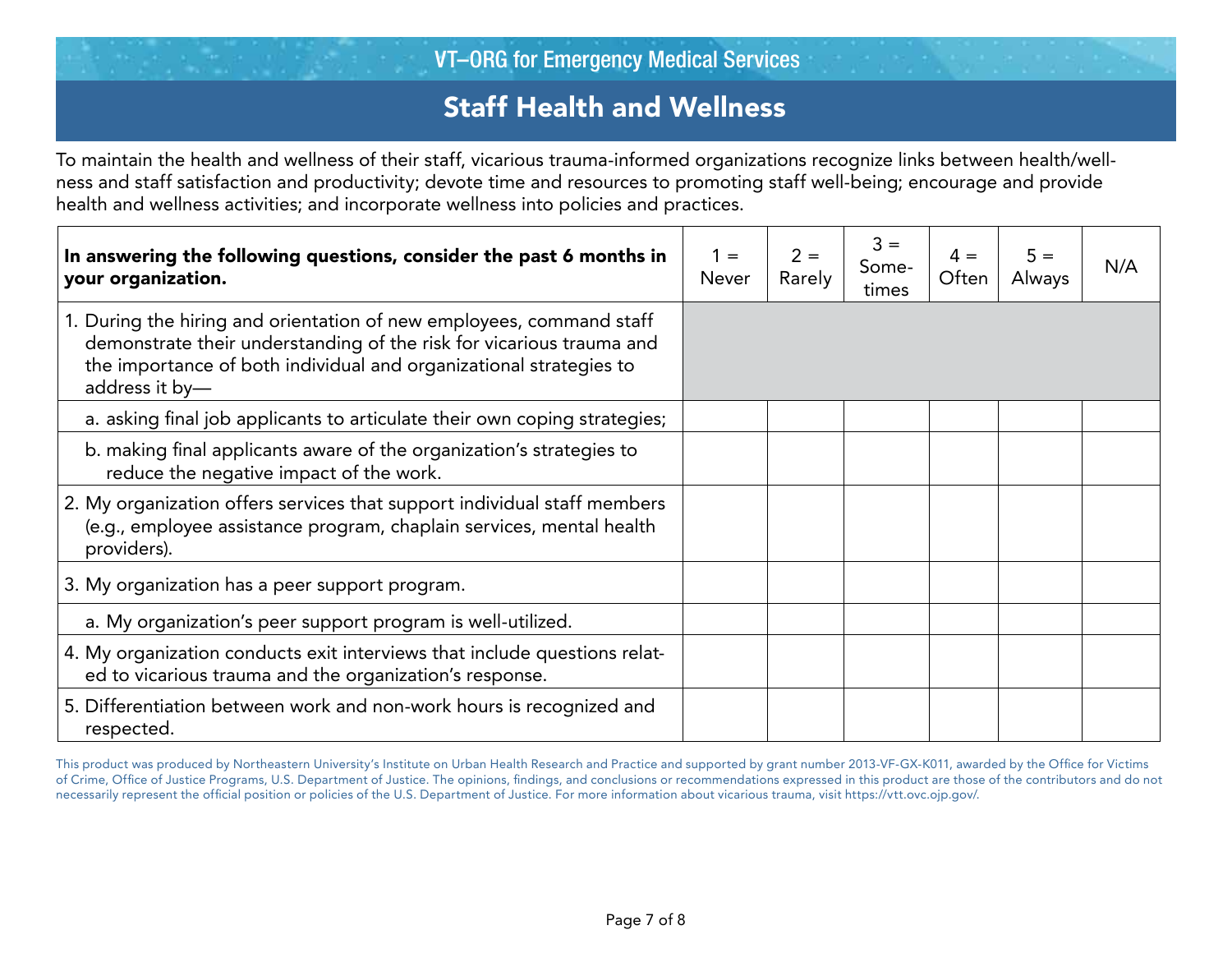VT–ORG for Emergency Medical Services

## Staff Health and Wellness

To maintain the health and wellness of their staff, vicarious trauma-informed organizations recognize links between health/wellness and staff satisfaction and productivity; devote time and resources to promoting staff well-being; encourage and provide health and wellness activities; and incorporate wellness into policies and practices.

| **In answering the following questions, consider the past 6 months in your organization.** | 1 = Never | 2 = Rarely | 3 = Sometimes | 4 = Often | 5 = Always | N/A |
|---|---|---|---|---|---|---|
| 1. During the hiring and orientation of new employees, command staff demonstrate their understanding of the risk for vicarious trauma and the importance of both individual and organizational strategies to address it by— | | | | | | |
| a. asking final job applicants to articulate their own coping strategies; | | | | | | |
| b. making final applicants aware of the organization's strategies to reduce the negative impact of the work. | | | | | | |
| 2. My organization offers services that support individual staff members (e.g., employee assistance program, chaplain services, mental health providers). | | | | | | |
| 3. My organization has a peer support program. | | | | | | |
| a. My organization's peer support program is well-utilized. | | | | | | |
| 4. My organization conducts exit interviews that include questions related to vicarious trauma and the organization's response. | | | | | | |
| 5. Differentiation between work and non-work hours is recognized and respected. | | | | | | |

This product was produced by Northeastern University's Institute on Urban Health Research and Practice and supported by grant number 2013-VF-GX-K011, awarded by the Office for Victims of Crime, Office of Justice Programs, U.S. Department of Justice. The opinions, findings, and conclusions or recommendations expressed in this product are those of the contributors and do not necessarily represent the official position or policies of the U.S. Department of Justice. For more information about vicarious trauma, visit https://vtt.ovc.ojp.gov/.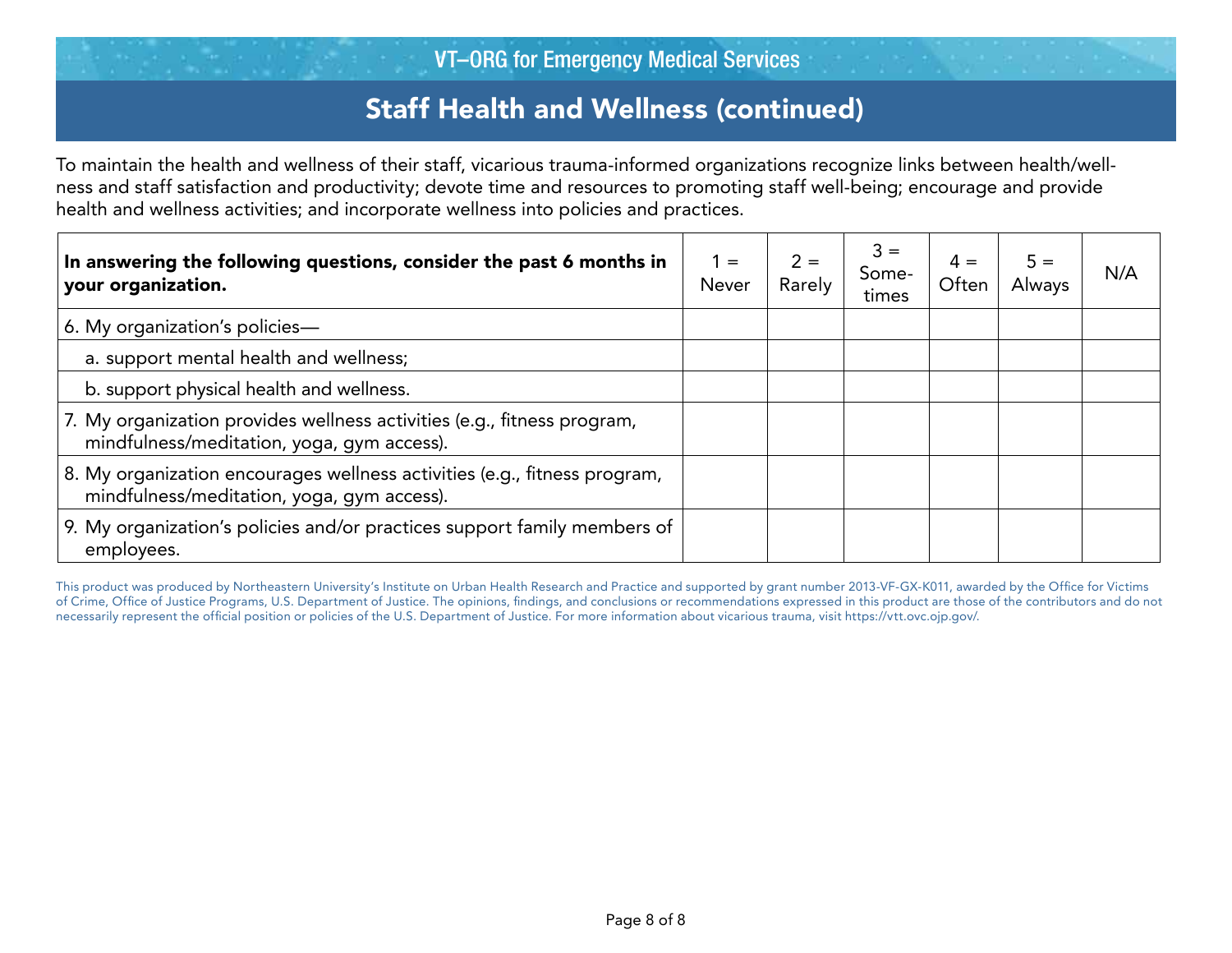# Staff Health and Wellness (continued)

To maintain the health and wellness of their staff, vicarious trauma-informed organizations recognize links between health/wellness and staff satisfaction and productivity; devote time and resources to promoting staff well-being; encourage and provide health and wellness activities; and incorporate wellness into policies and practices.

| **In answering the following questions, consider the past 6 months in your organization.** | 1 = Never | 2 = Rarely | 3 = Sometimes | 4 = Often | 5 = Always | N/A |
|---|---|---|---|---|---|---|
| 6. My organization's policies— | | | | | | |
| a. support mental health and wellness; | | | | | | |
| b. support physical health and wellness. | | | | | | |
| 7. My organization provides wellness activities (e.g., fitness program, mindfulness/meditation, yoga, gym access). | | | | | | |
| 8. My organization encourages wellness activities (e.g., fitness program, mindfulness/meditation, yoga, gym access). | | | | | | |
| 9. My organization's policies and/or practices support family members of employees. | | | | | | |

This product was produced by Northeastern University's Institute on Urban Health Research and Practice and supported by grant number 2013-VF-GX-K011, awarded by the Office for Victims of Crime, Office of Justice Programs, U.S. Department of Justice. The opinions, findings, and conclusions or recommendations expressed in this product are those of the contributors and do not necessarily represent the official position or policies of the U.S. Department of Justice. For more information about vicarious trauma, visit https://vtt.ovc.ojp.gov/.